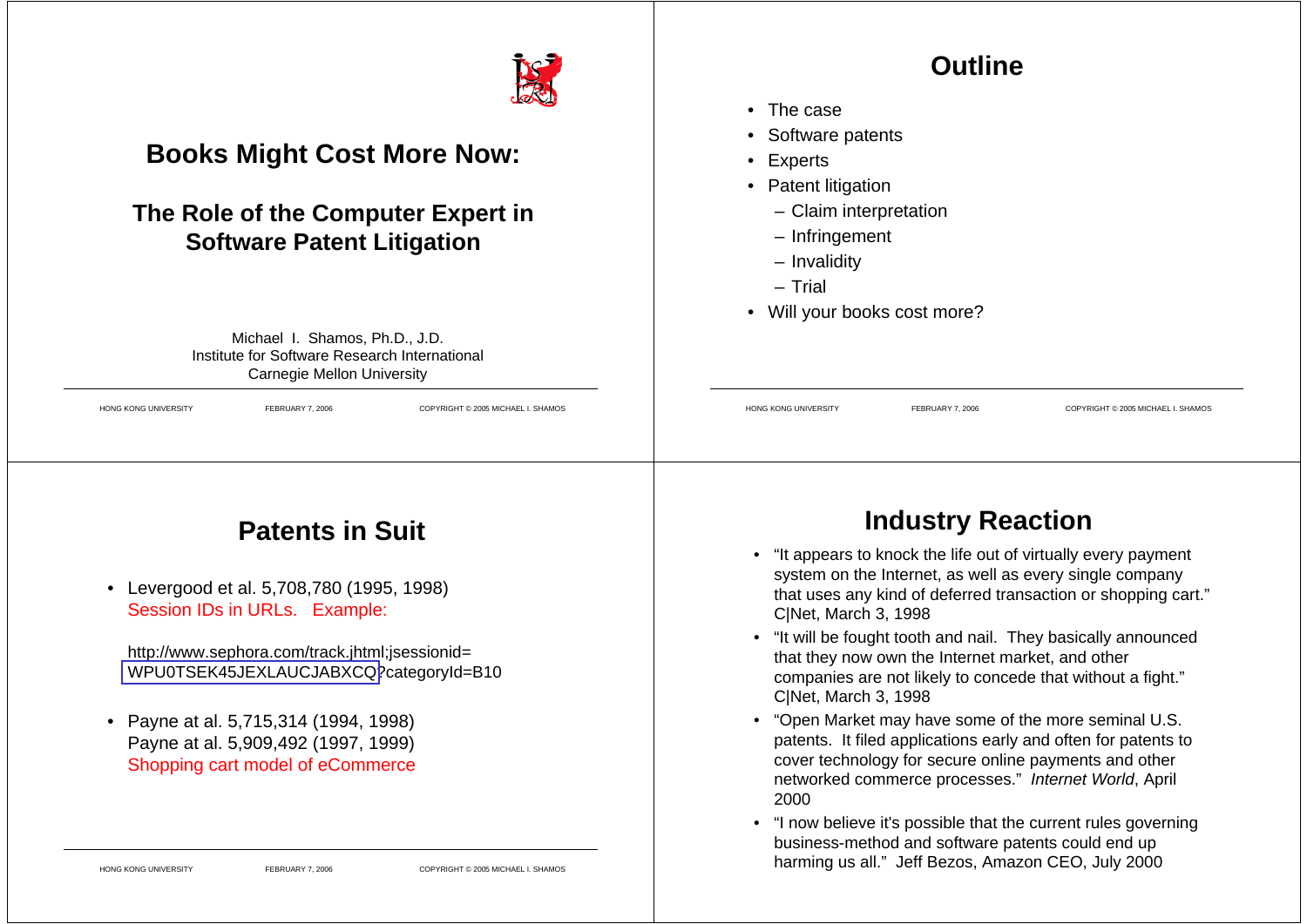# Books Might Cost More Now:

## The Role of the Computer Expert in Software Patent Litigation

Michael I. Shamos, Ph.D., J.D.
Institute for Software Research International
Carnegie Mellon University

---

## Outline

- The case
- Software patents
- Experts
- Patent litigation
  - Claim interpretation
  - Infringement
  - Invalidity
  - Trial
- Will your books cost more?

---

## Patents in Suit

- Levergood et al. 5,708,780 (1995, 1998)
  Session IDs in URLs. Example:

  http://www.sephora.com/track.jhtml;jsessionid=WPU0TSEK45JEXLAUCJABXCQ?categoryId=B10

- Payne at al. 5,715,314 (1994, 1998)
  Payne at al. 5,909,492 (1997, 1999)
  Shopping cart model of eCommerce

---

## Industry Reaction

- "It appears to knock the life out of virtually every payment system on the Internet, as well as every single company that uses any kind of deferred transaction or shopping cart." C|Net, March 3, 1998
- "It will be fought tooth and nail. They basically announced that they now own the Internet market, and other companies are not likely to concede that without a fight." C|Net, March 3, 1998
- "Open Market may have some of the more seminal U.S. patents. It filed applications early and often for patents to cover technology for secure online payments and other networked commerce processes." *Internet World*, April 2000
- "I now believe it's possible that the current rules governing business-method and software patents could end up harming us all." Jeff Bezos, Amazon CEO, July 2000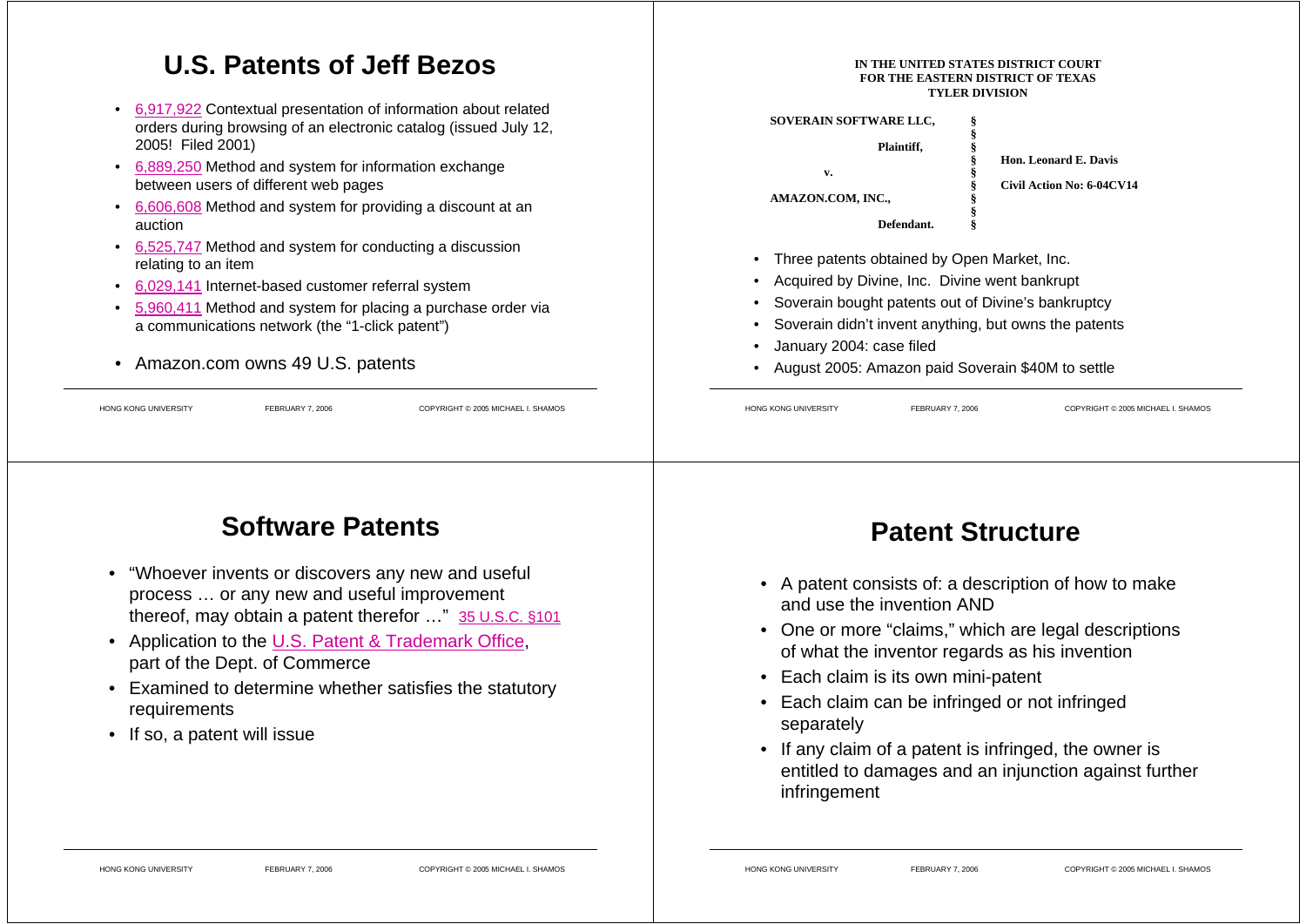# U.S. Patents of Jeff Bezos

- 6,917,922 Contextual presentation of information about related orders during browsing of an electronic catalog (issued July 12, 2005! Filed 2001)
- 6,889,250 Method and system for information exchange between users of different web pages
- 6,606,608 Method and system for providing a discount at an auction
- 6,525,747 Method and system for conducting a discussion relating to an item
- 6,029,141 Internet-based customer referral system
- 5,960,411 Method and system for placing a purchase order via a communications network (the "1-click patent")
- Amazon.com owns 49 U.S. patents

---

**IN THE UNITED STATES DISTRICT COURT**
**FOR THE EASTERN DISTRICT OF TEXAS**
**TYLER DIVISION**

| | | |
|---|---|---|
| **SOVERAIN SOFTWARE LLC,** | § | |
| | § | |
| **Plaintiff,** | § | |
| | § | **Hon. Leonard E. Davis** |
| **v.** | § | |
| | § | **Civil Action No: 6-04CV14** |
| **AMAZON.COM, INC.,** | § | |
| | § | |
| **Defendant.** | § | |

- Three patents obtained by Open Market, Inc.
- Acquired by Divine, Inc. Divine went bankrupt
- Soverain bought patents out of Divine's bankruptcy
- Soverain didn't invent anything, but owns the patents
- January 2004: case filed
- August 2005: Amazon paid Soverain $40M to settle

---

# Software Patents

- "Whoever invents or discovers any new and useful process … or any new and useful improvement thereof, may obtain a patent therefor …" 35 U.S.C. §101
- Application to the U.S. Patent & Trademark Office, part of the Dept. of Commerce
- Examined to determine whether satisfies the statutory requirements
- If so, a patent will issue

---

# Patent Structure

- A patent consists of: a description of how to make and use the invention AND
- One or more "claims," which are legal descriptions of what the inventor regards as his invention
- Each claim is its own mini-patent
- Each claim can be infringed or not infringed separately
- If any claim of a patent is infringed, the owner is entitled to damages and an injunction against further infringement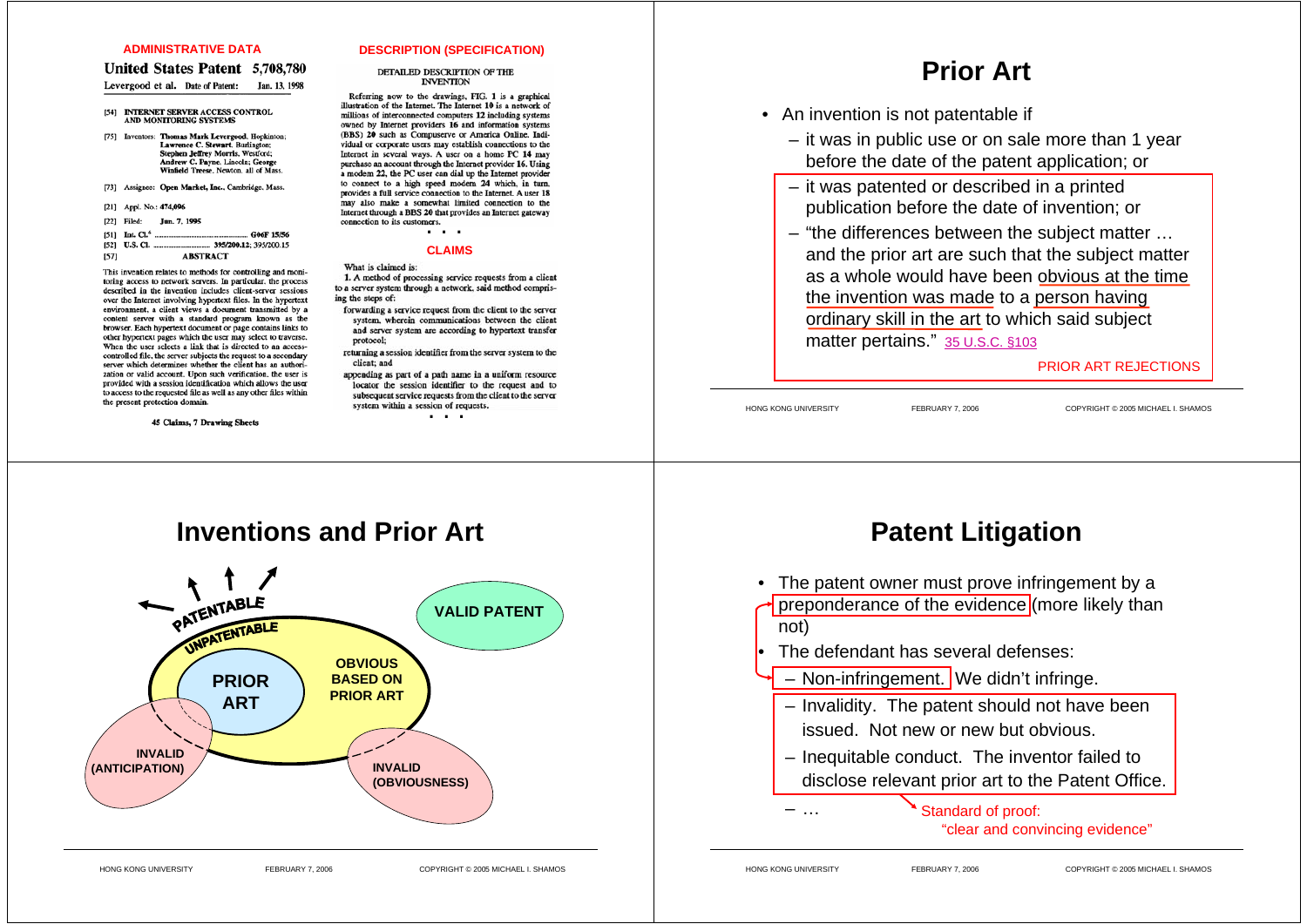**ADMINISTRATIVE DATA**

**United States Patent** 5,708,780

Levergood et al. Date of Patent: Jan. 13, 1998

[54] INTERNET SERVER ACCESS CONTROL AND MONITORING SYSTEMS

[75] Inventors: Thomas Mark Levergood, Hopkinton; Lawrence C. Stewart, Burlington; Stephen Jeffrey Morris, Westford; Andrew C. Payne, Lincoln; George Winfield Treese, Newton, all of Mass.

[73] Assignee: Open Market, Inc., Cambridge, Mass.

[21] Appl. No.: 474,096

[22] Filed: Jun. 7, 1995

[51] Int. Cl.[6] ..................... G06F 15/56

[52] U.S. Cl. ..................... 395/200.12; 395/200.15

[57] ABSTRACT

This invention relates to methods for controlling and monitoring access to network servers. In particular, the process described in the invention includes client-server sessions over the Internet involving hypertext files. In the hypertext environment, a client views a document transmitted by a content server with a standard program known as the browser. Each hypertext document or page contains links to other hypertext pages which the user may select to traverse. When the user selects a link that is directed to an access-controlled file, the server subjects the request to a secondary server which determines whether the client has an authorization or valid account. Upon such verification, the user is provided with a session identification which allows the user to access to the requested file as well as any other files within the present protection domain.

45 Claims, 7 Drawing Sheets

**DESCRIPTION (SPECIFICATION)**

DETAILED DESCRIPTION OF THE INVENTION

Referring now to the drawings, FIG. 1 is a graphical illustration of the Internet. The Internet 10 is a network of millions of interconnected computers 12 including systems owned by Internet providers 16 and information systems (BBS) 20 such as Compuserve or America Online. Individual or corporate users may establish connections to the Internet in several ways. A user on a home PC 14 may purchase an account through the Internet provider 16. Using a modem 22, the PC user can dial up the Internet provider to connect to a high speed modem 24 which, in turn, provides a full service connection to the Internet. A user 18 may also make a somewhat limited connection to the Internet through a BBS 20 that provides an Internet gateway connection to its customers.

. . .

**CLAIMS**

What is claimed is:

1. A method of processing service requests from a client to a server system through a network, said method comprising the steps of:

forwarding a service request from the client to the server system, wherein communications between the client and server system are according to hypertext transfer protocol;

returning a session identifier from the server system to the client; and

appending as part of a path name in a uniform resource locator the session identifier to the request and to subsequent service requests from the client to the server system within a session of requests.

. . .

# Prior Art

- An invention is not patentable if
  - it was in public use or on sale more than 1 year before the date of the patent application; or
  - it was patented or described in a printed publication before the date of invention; or
  - "the differences between the subject matter … and the prior art are such that the subject matter as a whole would have been obvious at the time the invention was made to a person having ordinary skill in the art to which said subject matter pertains." 35 U.S.C. §103

PRIOR ART REJECTIONS

# Inventions and Prior Art

PATENTABLE

UNPATENTABLE

PRIOR ART

OBVIOUS BASED ON PRIOR ART

VALID PATENT

INVALID (ANTICIPATION)

INVALID (OBVIOUSNESS)

# Patent Litigation

- The patent owner must prove infringement by a preponderance of the evidence (more likely than not)
- The defendant has several defenses:
  - Non-infringement. We didn't infringe.
  - Invalidity. The patent should not have been issued. Not new or new but obvious.
  - Inequitable conduct. The inventor failed to disclose relevant prior art to the Patent Office.
  - …

Standard of proof: "clear and convincing evidence"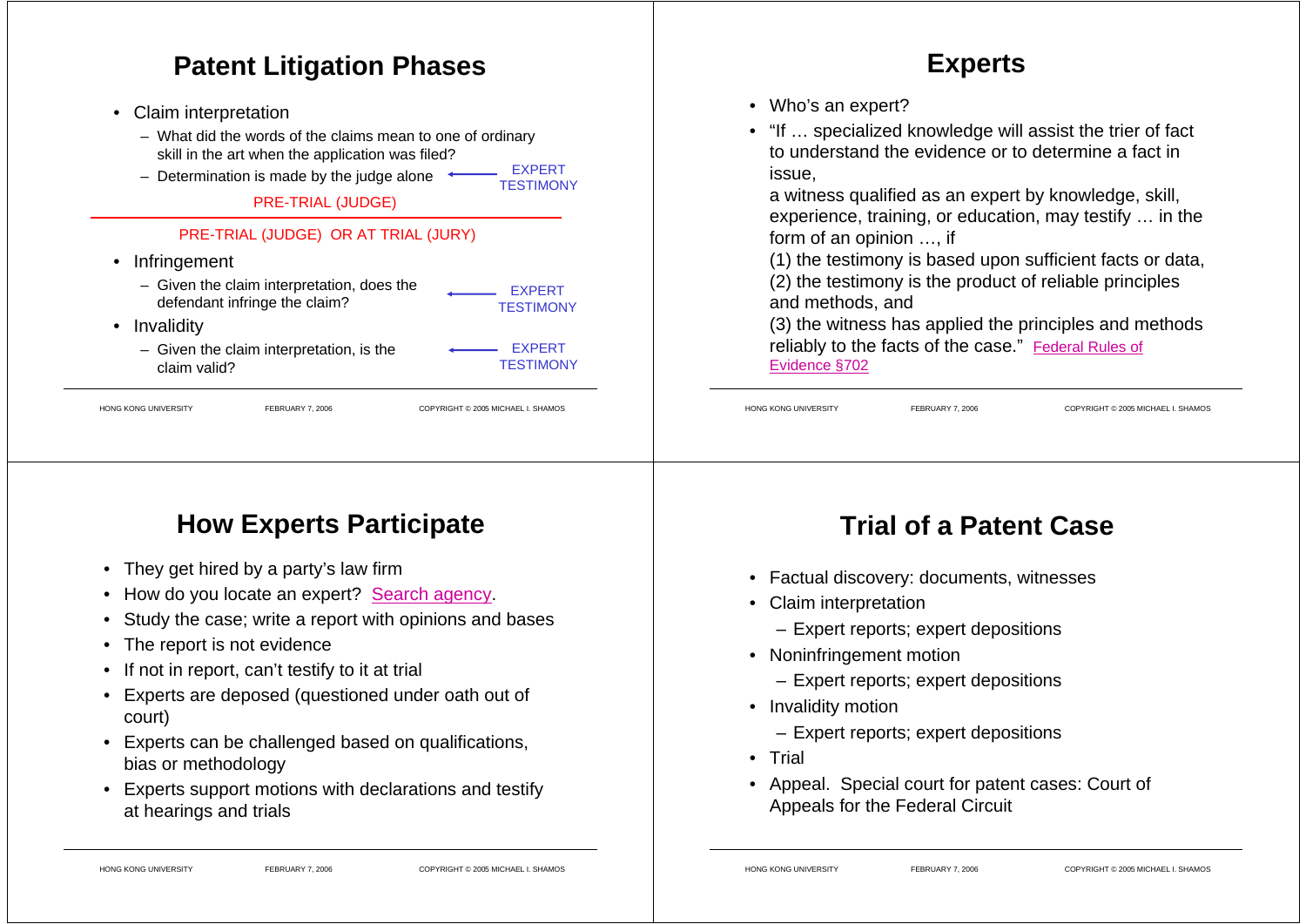## Patent Litigation Phases

- Claim interpretation
  - What did the words of the claims mean to one of ordinary skill in the art when the application was filed?
  - Determination is made by the judge alone ← EXPERT TESTIMONY

PRE-TRIAL (JUDGE)

PRE-TRIAL (JUDGE) OR AT TRIAL (JURY)

- Infringement
  - Given the claim interpretation, does the defendant infringe the claim? ← EXPERT TESTIMONY
- Invalidity
  - Given the claim interpretation, is the claim valid? ← EXPERT TESTIMONY

## Experts

- Who's an expert?
- "If … specialized knowledge will assist the trier of fact to understand the evidence or to determine a fact in issue,
  a witness qualified as an expert by knowledge, skill, experience, training, or education, may testify … in the form of an opinion …, if
  (1) the testimony is based upon sufficient facts or data,
  (2) the testimony is the product of reliable principles and methods, and
  (3) the witness has applied the principles and methods reliably to the facts of the case." Federal Rules of Evidence §702

## How Experts Participate

- They get hired by a party's law firm
- How do you locate an expert? Search agency.
- Study the case; write a report with opinions and bases
- The report is not evidence
- If not in report, can't testify to it at trial
- Experts are deposed (questioned under oath out of court)
- Experts can be challenged based on qualifications, bias or methodology
- Experts support motions with declarations and testify at hearings and trials

## Trial of a Patent Case

- Factual discovery: documents, witnesses
- Claim interpretation
  - Expert reports; expert depositions
- Noninfringement motion
  - Expert reports; expert depositions
- Invalidity motion
  - Expert reports; expert depositions
- Trial
- Appeal. Special court for patent cases: Court of Appeals for the Federal Circuit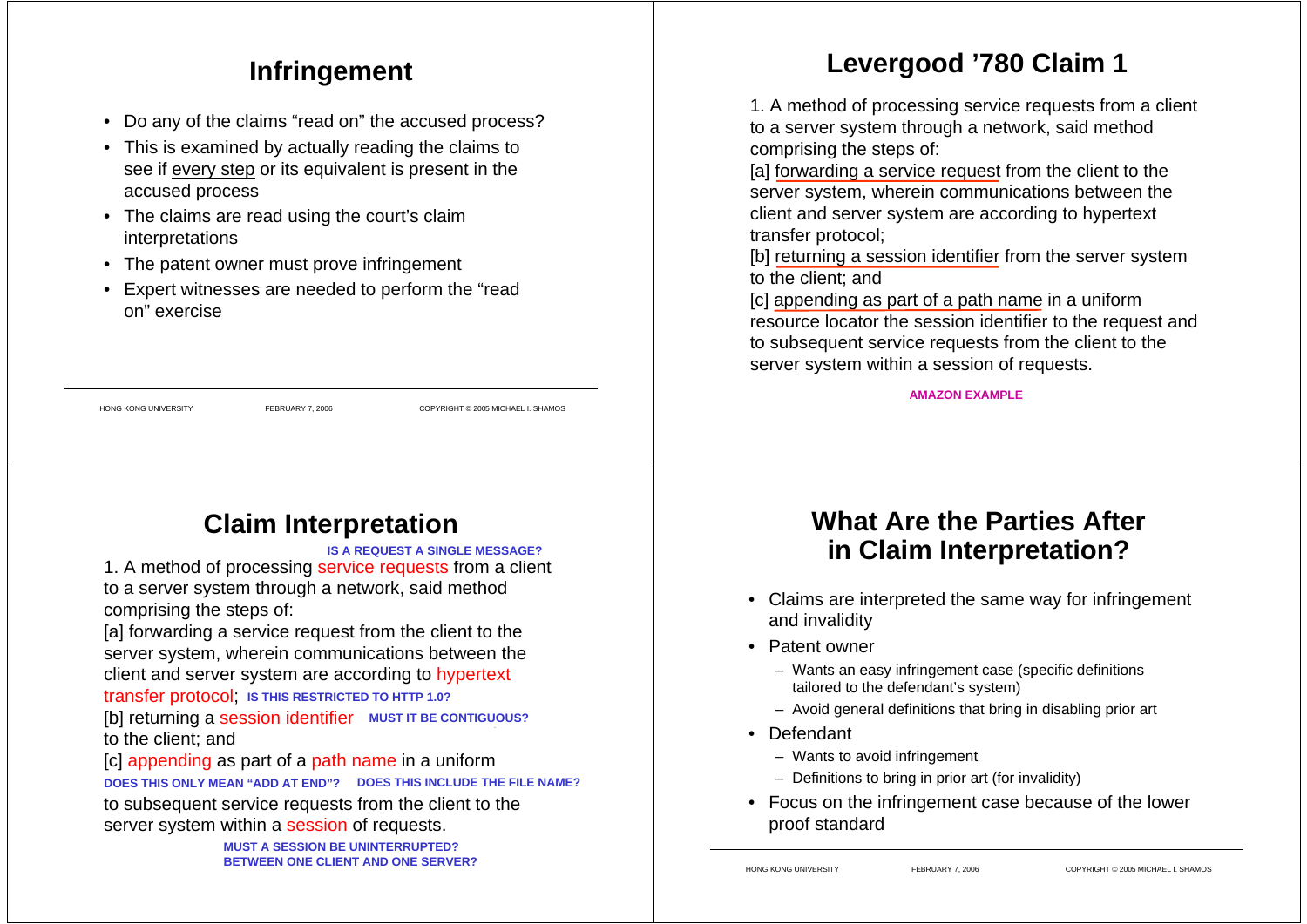## Infringement

- Do any of the claims "read on" the accused process?
- This is examined by actually reading the claims to see if every step or its equivalent is present in the accused process
- The claims are read using the court's claim interpretations
- The patent owner must prove infringement
- Expert witnesses are needed to perform the "read on" exercise

## Levergood '780 Claim 1

1. A method of processing service requests from a client to a server system through a network, said method comprising the steps of:
[a] forwarding a service request from the client to the server system, wherein communications between the client and server system are according to hypertext transfer protocol;
[b] returning a session identifier from the server system to the client; and
[c] appending as part of a path name in a uniform resource locator the session identifier to the request and to subsequent service requests from the client to the server system within a session of requests.

**AMAZON EXAMPLE**

## Claim Interpretation

**IS A REQUEST A SINGLE MESSAGE?**

1. A method of processing service requests from a client to a server system through a network, said method comprising the steps of:
[a] forwarding a service request from the client to the server system, wherein communications between the client and server system are according to hypertext transfer protocol; **IS THIS RESTRICTED TO HTTP 1.0?**
[b] returning a session identifier **MUST IT BE CONTIGUOUS?** to the client; and
[c] appending as part of a path name in a uniform
**DOES THIS ONLY MEAN "ADD AT END"?** **DOES THIS INCLUDE THE FILE NAME?**
to subsequent service requests from the client to the server system within a session of requests.

**MUST A SESSION BE UNINTERRUPTED?**
**BETWEEN ONE CLIENT AND ONE SERVER?**

## What Are the Parties After in Claim Interpretation?

- Claims are interpreted the same way for infringement and invalidity
- Patent owner
  - Wants an easy infringement case (specific definitions tailored to the defendant's system)
  - Avoid general definitions that bring in disabling prior art
- Defendant
  - Wants to avoid infringement
  - Definitions to bring in prior art (for invalidity)
- Focus on the infringement case because of the lower proof standard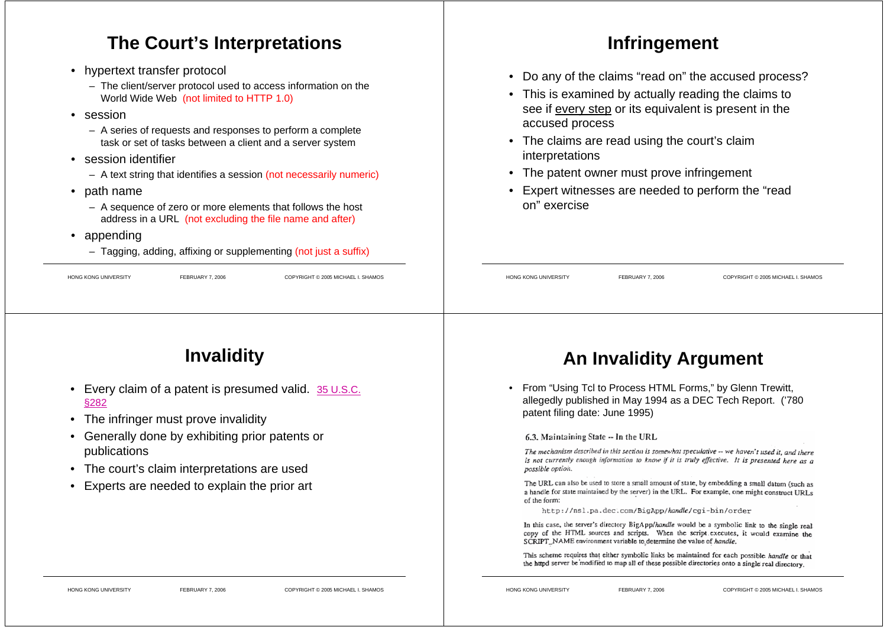## The Court's Interpretations

- hypertext transfer protocol
  - The client/server protocol used to access information on the World Wide Web (not limited to HTTP 1.0)
- session
  - A series of requests and responses to perform a complete task or set of tasks between a client and a server system
- session identifier
  - A text string that identifies a session (not necessarily numeric)
- path name
  - A sequence of zero or more elements that follows the host address in a URL (not excluding the file name and after)
- appending
  - Tagging, adding, affixing or supplementing (not just a suffix)

## Infringement

- Do any of the claims "read on" the accused process?
- This is examined by actually reading the claims to see if every step or its equivalent is present in the accused process
- The claims are read using the court's claim interpretations
- The patent owner must prove infringement
- Expert witnesses are needed to perform the "read on" exercise

## Invalidity

- Every claim of a patent is presumed valid. 35 U.S.C. §282
- The infringer must prove invalidity
- Generally done by exhibiting prior patents or publications
- The court's claim interpretations are used
- Experts are needed to explain the prior art

## An Invalidity Argument

- From "Using Tcl to Process HTML Forms," by Glenn Trewitt, allegedly published in May 1994 as a DEC Tech Report. ('780 patent filing date: June 1995)

6.3. Maintaining State -- In the URL

*The mechanism described in this section is somewhat speculative -- we haven't used it, and there is not currently enough information to know if it is truly effective. It is presented here as a possible option.*

The URL can also be used to store a small amount of state, by embedding a small datum (such as a handle for state maintained by the server) in the URL. For example, one might construct URLs of the form:

```
http://nsl.pa.dec.com/BigApp/handle/cgi-bin/order
```

In this case, the server's directory BigApp/*handle* would be a symbolic link to the single real copy of the HTML sources and scripts. When the script executes, it would examine the SCRIPT_NAME environment variable to determine the value of *handle*.

This scheme requires that either symbolic links be maintained for each possible *handle* or that the httpd server be modified to map all of these possible directories onto a single real directory.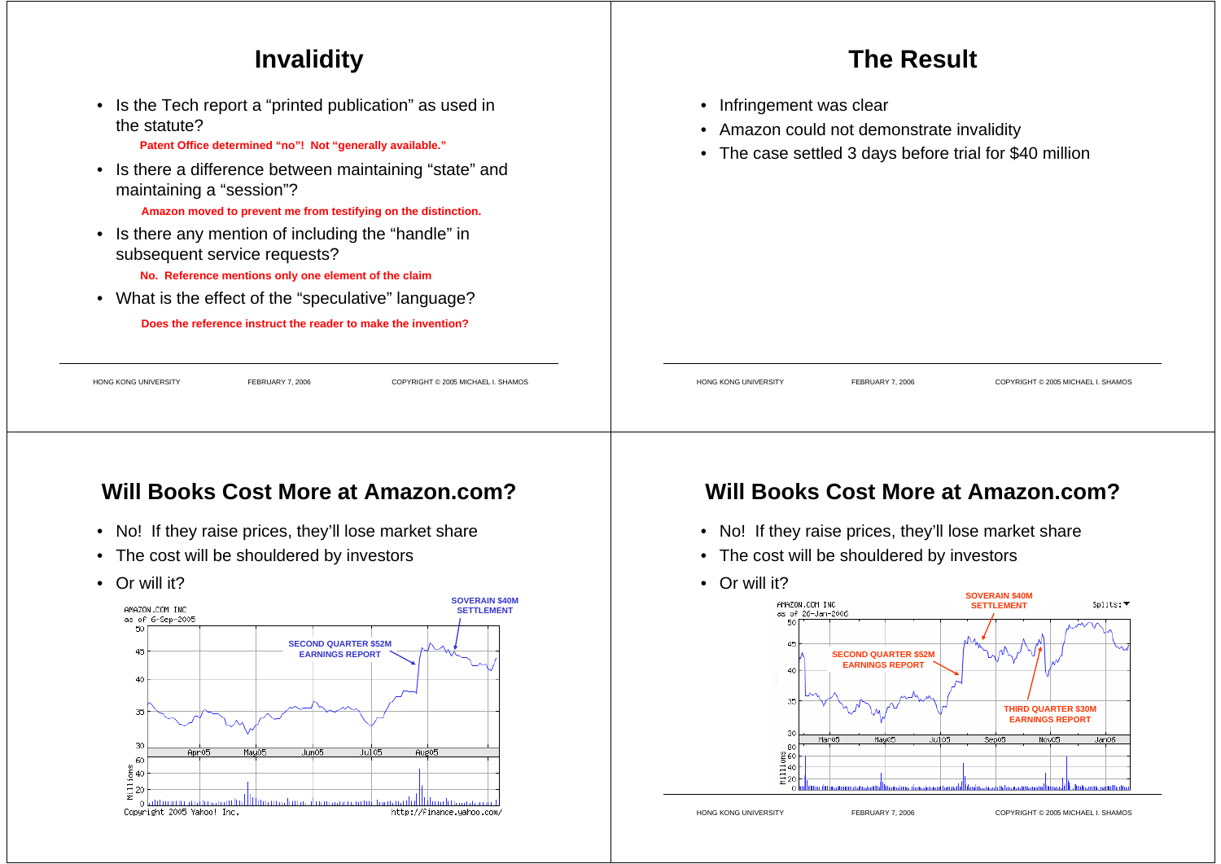# Invalidity

- Is the Tech report a "printed publication" as used in the statute?
  - **Patent Office determined "no"! Not "generally available."**
- Is there a difference between maintaining "state" and maintaining a "session"?
  - **Amazon moved to prevent me from testifying on the distinction.**
- Is there any mention of including the "handle" in subsequent service requests?
  - **No. Reference mentions only one element of the claim**
- What is the effect of the "speculative" language?
  - **Does the reference instruct the reader to make the invention?**

# The Result

- Infringement was clear
- Amazon could not demonstrate invalidity
- The case settled 3 days before trial for $40 million

# Will Books Cost More at Amazon.com?

- No! If they raise prices, they'll lose market share
- The cost will be shouldered by investors
- Or will it?

SOVERAIN $40M SETTLEMENT

SECOND QUARTER $52M EARNINGS REPORT

AMAZON.COM INC as of 6-Sep-2005

Copyright 2005 Yahoo! Inc. http://finance.yahoo.com/

# Will Books Cost More at Amazon.com?

- No! If they raise prices, they'll lose market share
- The cost will be shouldered by investors
- Or will it?

SOVERAIN $40M SETTLEMENT

SECOND QUARTER $52M EARNINGS REPORT

THIRD QUARTER $30M EARNINGS REPORT

AMAZON.COM INC as of 26-Jan-2006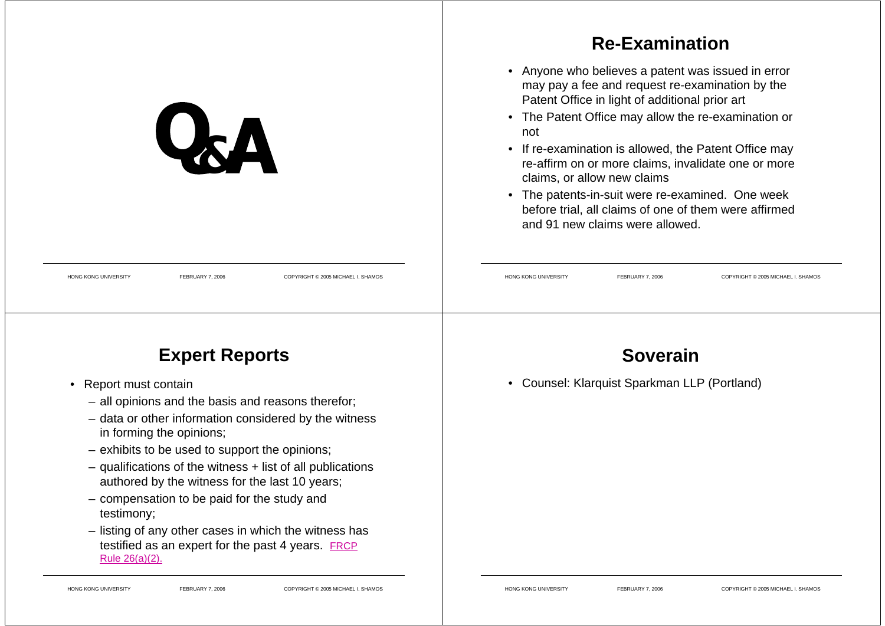# Q&A

## Re-Examination

- Anyone who believes a patent was issued in error may pay a fee and request re-examination by the Patent Office in light of additional prior art
- The Patent Office may allow the re-examination or not
- If re-examination is allowed, the Patent Office may re-affirm on or more claims, invalidate one or more claims, or allow new claims
- The patents-in-suit were re-examined. One week before trial, all claims of one of them were affirmed and 91 new claims were allowed.

## Expert Reports

- Report must contain
  - all opinions and the basis and reasons therefor;
  - data or other information considered by the witness in forming the opinions;
  - exhibits to be used to support the opinions;
  - qualifications of the witness + list of all publications authored by the witness for the last 10 years;
  - compensation to be paid for the study and testimony;
  - listing of any other cases in which the witness has testified as an expert for the past 4 years. FRCP Rule 26(a)(2).

## Soverain

- Counsel: Klarquist Sparkman LLP (Portland)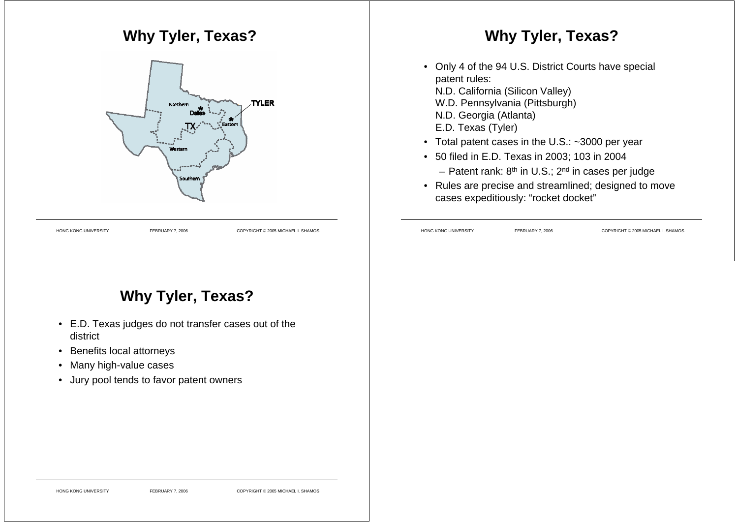# Why Tyler, Texas?

Northern

Dallas

TX

TYLER

Eastern

Western

Southern

# Why Tyler, Texas?

- Only 4 of the 94 U.S. District Courts have special patent rules:
  N.D. California (Silicon Valley)
  W.D. Pennsylvania (Pittsburgh)
  N.D. Georgia (Atlanta)
  E.D. Texas (Tyler)
- Total patent cases in the U.S.: ~3000 per year
- 50 filed in E.D. Texas in 2003; 103 in 2004
  - Patent rank: 8th in U.S.; 2nd in cases per judge
- Rules are precise and streamlined; designed to move cases expeditiously: "rocket docket"

# Why Tyler, Texas?

- E.D. Texas judges do not transfer cases out of the district
- Benefits local attorneys
- Many high-value cases
- Jury pool tends to favor patent owners